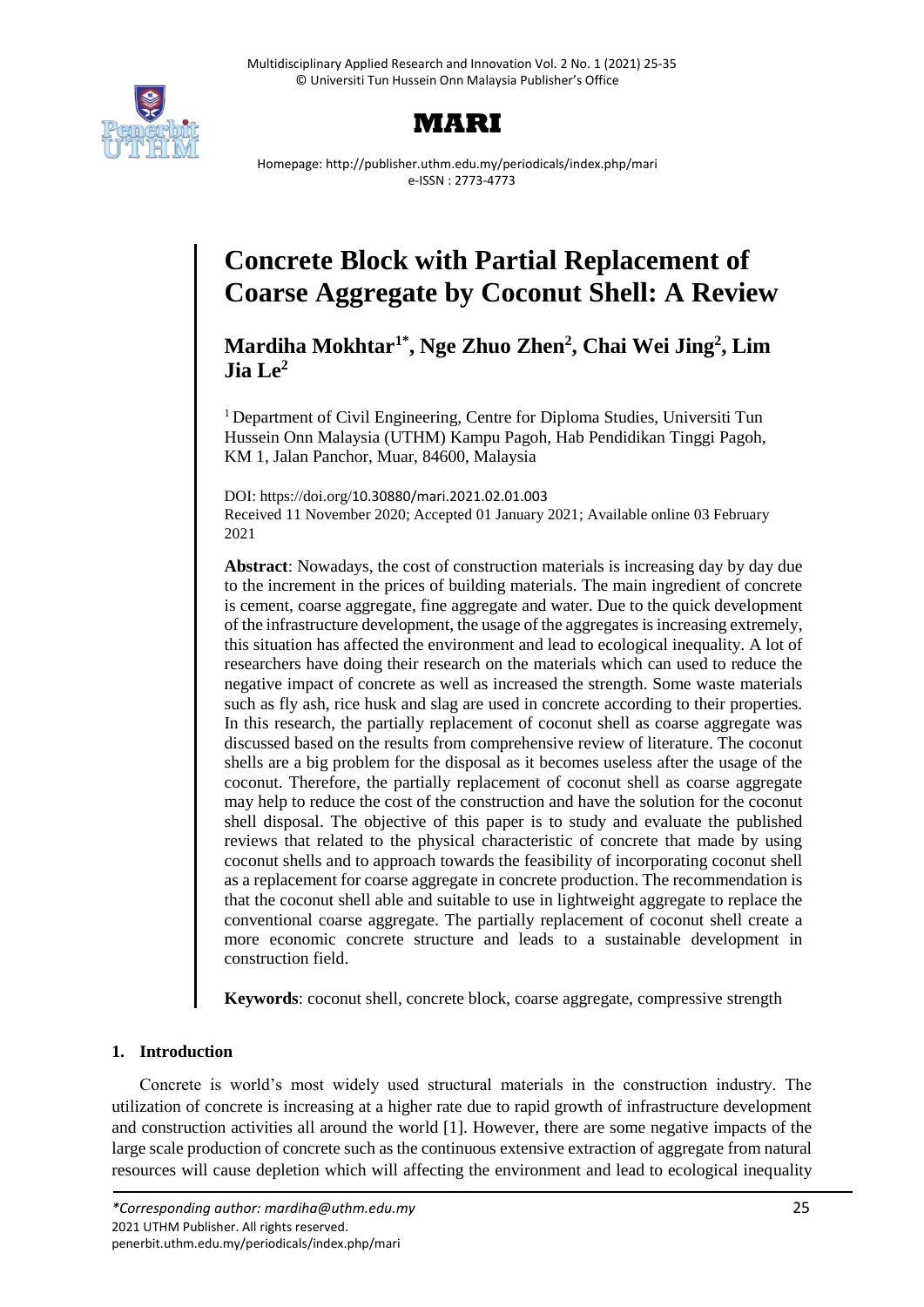# MARI

Homepage: http://publisher.uthm.edu.my/periodicals/index.php/mari
e-ISSN : 2773-4773

# Concrete Block with Partial Replacement of Coarse Aggregate by Coconut Shell: A Review

**Mardiha Mokhtar[1*], Nge Zhuo Zhen[2], Chai Wei Jing[2], Lim Jia Le[2]**

[1] Department of Civil Engineering, Centre for Diploma Studies, Universiti Tun Hussein Onn Malaysia (UTHM) Kampu Pagoh, Hab Pendidikan Tinggi Pagoh, KM 1, Jalan Panchor, Muar, 84600, Malaysia

DOI: https://doi.org/10.30880/mari.2021.02.01.003
Received 11 November 2020; Accepted 01 January 2021; Available online 03 February 2021

**Abstract**: Nowadays, the cost of construction materials is increasing day by day due to the increment in the prices of building materials. The main ingredient of concrete is cement, coarse aggregate, fine aggregate and water. Due to the quick development of the infrastructure development, the usage of the aggregates is increasing extremely, this situation has affected the environment and lead to ecological inequality. A lot of researchers have doing their research on the materials which can used to reduce the negative impact of concrete as well as increased the strength. Some waste materials such as fly ash, rice husk and slag are used in concrete according to their properties. In this research, the partially replacement of coconut shell as coarse aggregate was discussed based on the results from comprehensive review of literature. The coconut shells are a big problem for the disposal as it becomes useless after the usage of the coconut. Therefore, the partially replacement of coconut shell as coarse aggregate may help to reduce the cost of the construction and have the solution for the coconut shell disposal. The objective of this paper is to study and evaluate the published reviews that related to the physical characteristic of concrete that made by using coconut shells and to approach towards the feasibility of incorporating coconut shell as a replacement for coarse aggregate in concrete production. The recommendation is that the coconut shell able and suitable to use in lightweight aggregate to replace the conventional coarse aggregate. The partially replacement of coconut shell create a more economic concrete structure and leads to a sustainable development in construction field.

**Keywords**: coconut shell, concrete block, coarse aggregate, compressive strength

## 1. Introduction

Concrete is world's most widely used structural materials in the construction industry. The utilization of concrete is increasing at a higher rate due to rapid growth of infrastructure development and construction activities all around the world [1]. However, there are some negative impacts of the large scale production of concrete such as the continuous extensive extraction of aggregate from natural resources will cause depletion which will affecting the environment and lead to ecological inequality

*Corresponding author: mardiha@uthm.edu.my
2021 UTHM Publisher. All rights reserved.
penerbit.uthm.edu.my/periodicals/index.php/mari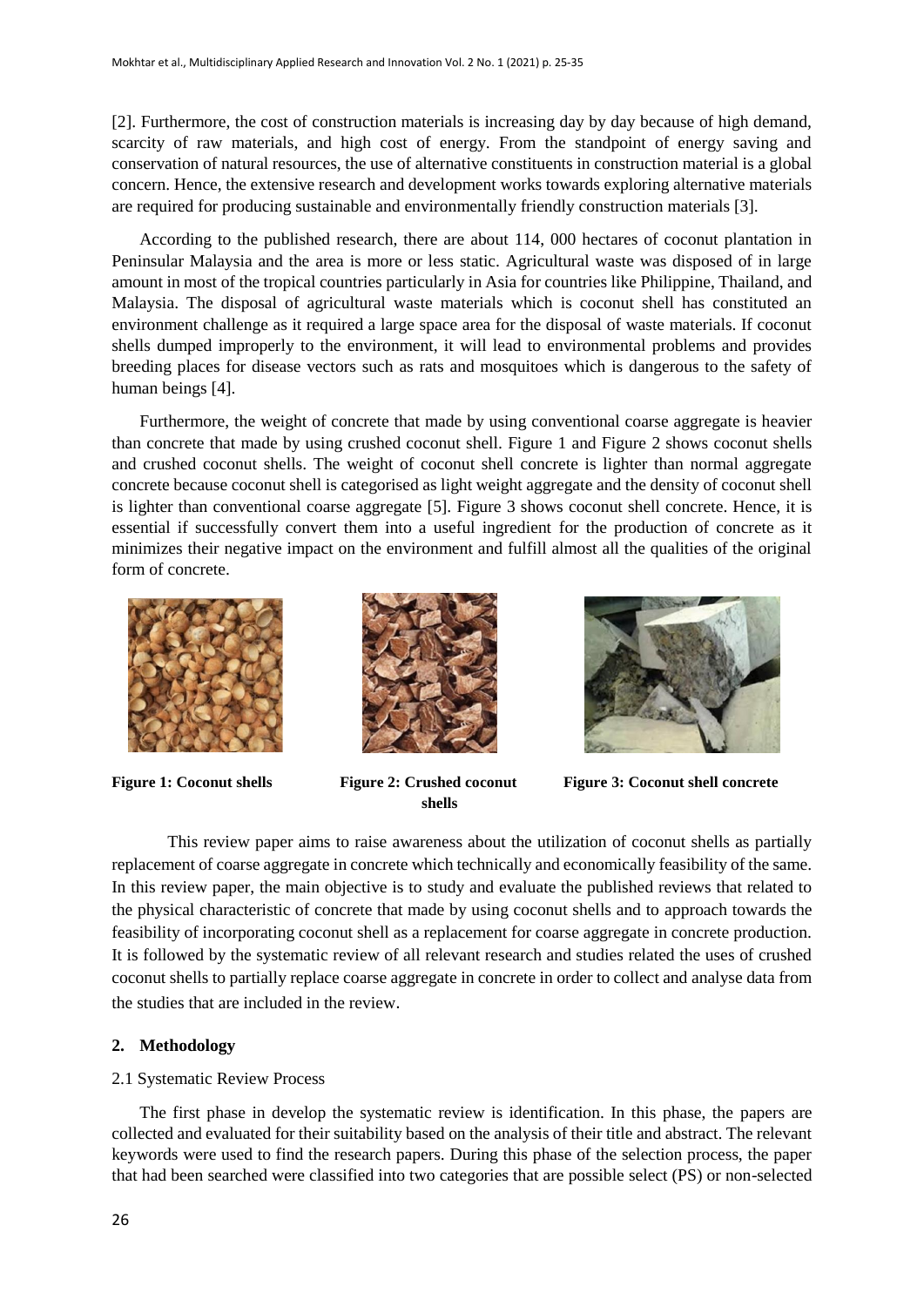[2]. Furthermore, the cost of construction materials is increasing day by day because of high demand, scarcity of raw materials, and high cost of energy. From the standpoint of energy saving and conservation of natural resources, the use of alternative constituents in construction material is a global concern. Hence, the extensive research and development works towards exploring alternative materials are required for producing sustainable and environmentally friendly construction materials [3].

According to the published research, there are about 114, 000 hectares of coconut plantation in Peninsular Malaysia and the area is more or less static. Agricultural waste was disposed of in large amount in most of the tropical countries particularly in Asia for countries like Philippine, Thailand, and Malaysia. The disposal of agricultural waste materials which is coconut shell has constituted an environment challenge as it required a large space area for the disposal of waste materials. If coconut shells dumped improperly to the environment, it will lead to environmental problems and provides breeding places for disease vectors such as rats and mosquitoes which is dangerous to the safety of human beings [4].

Furthermore, the weight of concrete that made by using conventional coarse aggregate is heavier than concrete that made by using crushed coconut shell. Figure 1 and Figure 2 shows coconut shells and crushed coconut shells. The weight of coconut shell concrete is lighter than normal aggregate concrete because coconut shell is categorised as light weight aggregate and the density of coconut shell is lighter than conventional coarse aggregate [5]. Figure 3 shows coconut shell concrete. Hence, it is essential if successfully convert them into a useful ingredient for the production of concrete as it minimizes their negative impact on the environment and fulfill almost all the qualities of the original form of concrete.

**Figure 1: Coconut shells**

**Figure 2: Crushed coconut shells**

**Figure 3: Coconut shell concrete**

This review paper aims to raise awareness about the utilization of coconut shells as partially replacement of coarse aggregate in concrete which technically and economically feasibility of the same. In this review paper, the main objective is to study and evaluate the published reviews that related to the physical characteristic of concrete that made by using coconut shells and to approach towards the feasibility of incorporating coconut shell as a replacement for coarse aggregate in concrete production. It is followed by the systematic review of all relevant research and studies related the uses of crushed coconut shells to partially replace coarse aggregate in concrete in order to collect and analyse data from the studies that are included in the review.

## 2. Methodology

### 2.1 Systematic Review Process

The first phase in develop the systematic review is identification. In this phase, the papers are collected and evaluated for their suitability based on the analysis of their title and abstract. The relevant keywords were used to find the research papers. During this phase of the selection process, the paper that had been searched were classified into two categories that are possible select (PS) or non-selected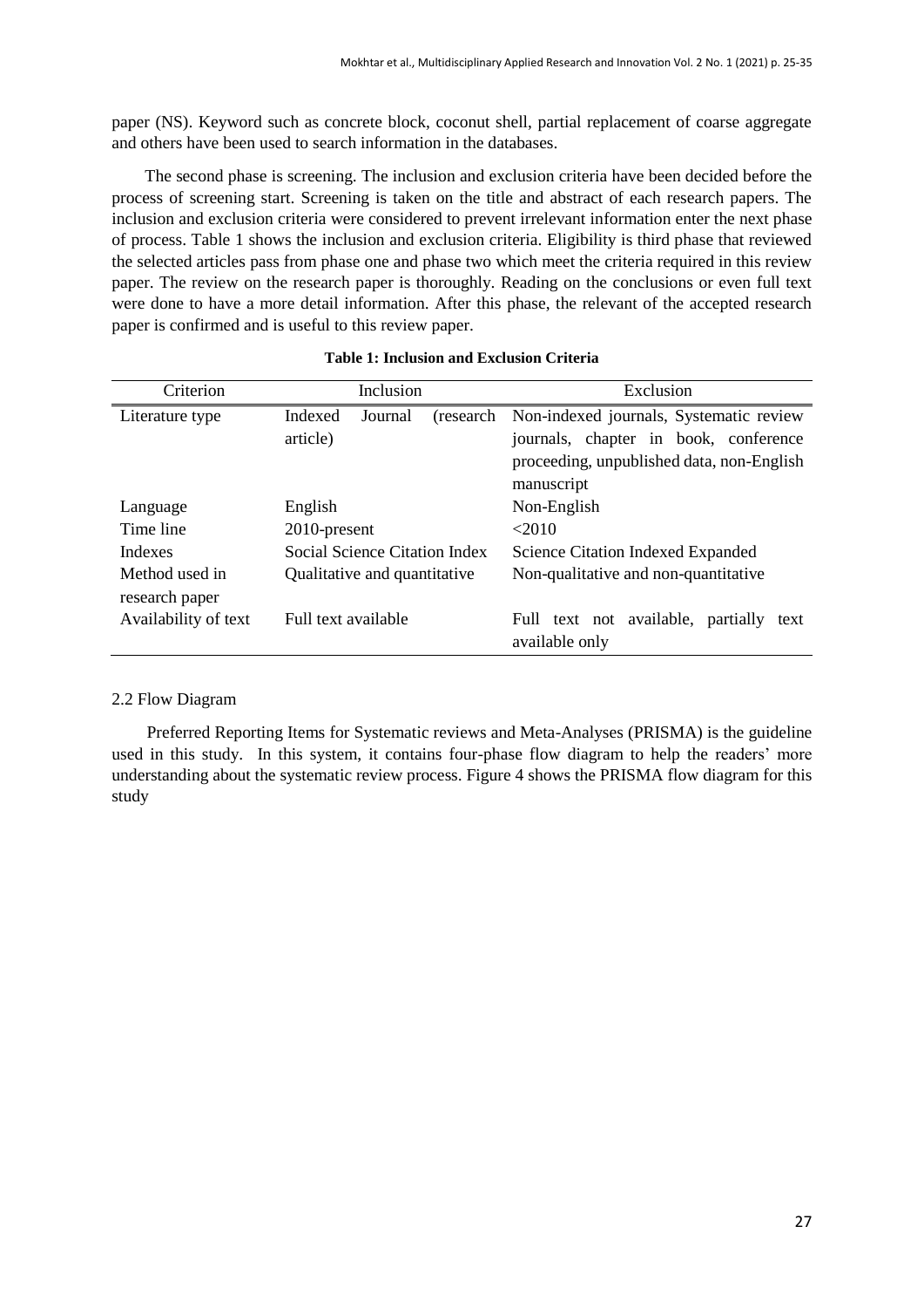paper (NS). Keyword such as concrete block, coconut shell, partial replacement of coarse aggregate and others have been used to search information in the databases.

The second phase is screening. The inclusion and exclusion criteria have been decided before the process of screening start. Screening is taken on the title and abstract of each research papers. The inclusion and exclusion criteria were considered to prevent irrelevant information enter the next phase of process. Table 1 shows the inclusion and exclusion criteria. Eligibility is third phase that reviewed the selected articles pass from phase one and phase two which meet the criteria required in this review paper. The review on the research paper is thoroughly. Reading on the conclusions or even full text were done to have a more detail information. After this phase, the relevant of the accepted research paper is confirmed and is useful to this review paper.

**Table 1: Inclusion and Exclusion Criteria**

| Criterion | Inclusion | Exclusion |
|---|---|---|
| Literature type | Indexed Journal (research article) | Non-indexed journals, Systematic review journals, chapter in book, conference proceeding, unpublished data, non-English manuscript |
| Language | English | Non-English |
| Time line | 2010-present | <2010 |
| Indexes | Social Science Citation Index | Science Citation Indexed Expanded |
| Method used in research paper | Qualitative and quantitative | Non-qualitative and non-quantitative |
| Availability of text | Full text available | Full text not available, partially text available only |

2.2 Flow Diagram

Preferred Reporting Items for Systematic reviews and Meta-Analyses (PRISMA) is the guideline used in this study. In this system, it contains four-phase flow diagram to help the readers' more understanding about the systematic review process. Figure 4 shows the PRISMA flow diagram for this study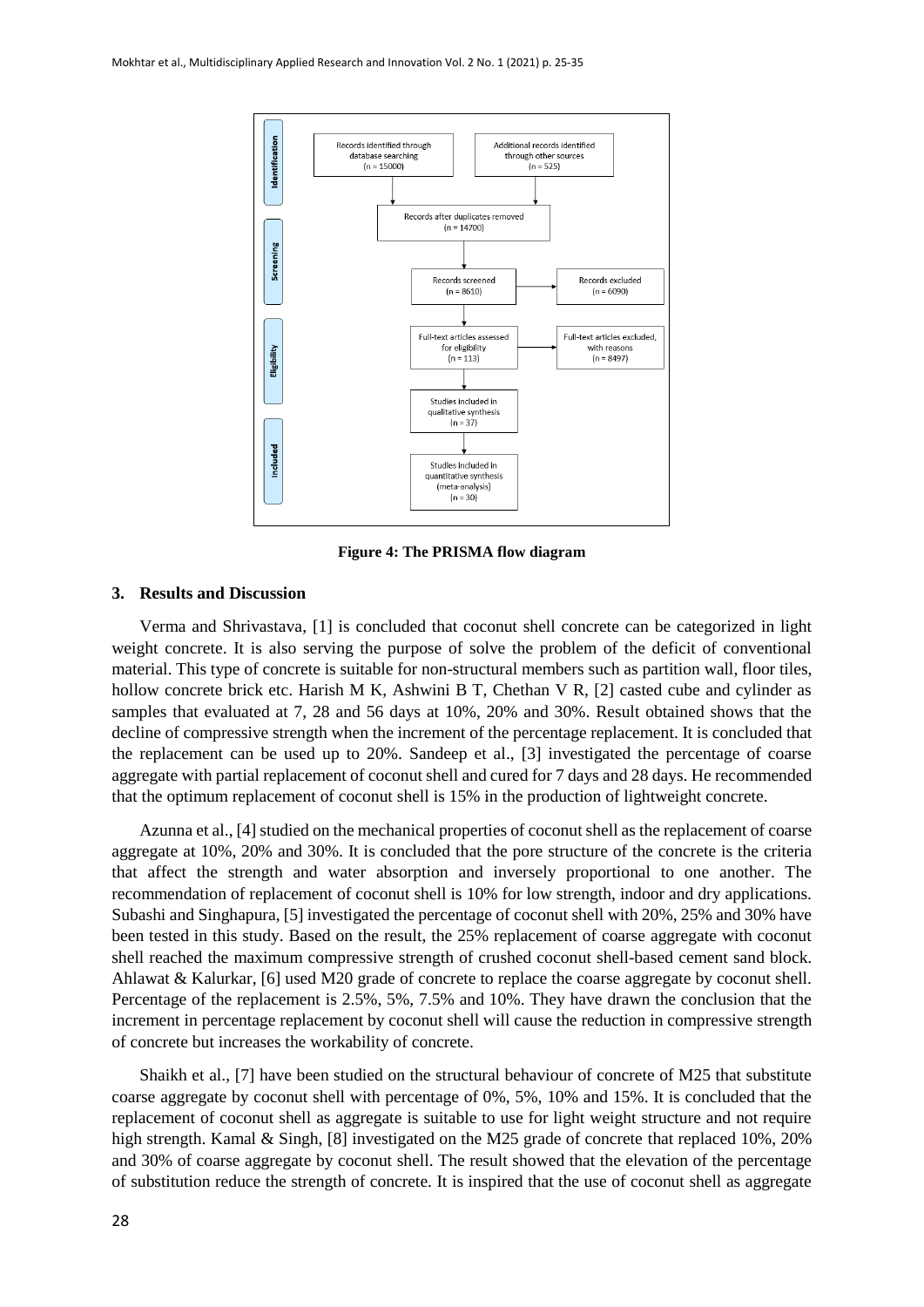| | | |
|---|---|---|
| Identification | Records identified through database searching (n = 15000) | Additional records identified through other sources (n = 525) |
| | Records after duplicates removed (n = 14700) | |
| Screening | Records screened (n = 8610) | Records excluded (n = 6090) |
| Eligibility | Full-text articles assessed for eligibility (n = 113) | Full-text articles excluded, with reasons (n = 8497) |
| Included | Studies included in qualitative synthesis (n = 37) | |
| | Studies included in quantitative synthesis (meta-analysis) (n = 30) | |

**Figure 4: The PRISMA flow diagram**

## 3. Results and Discussion

Verma and Shrivastava, [1] is concluded that coconut shell concrete can be categorized in light weight concrete. It is also serving the purpose of solve the problem of the deficit of conventional material. This type of concrete is suitable for non-structural members such as partition wall, floor tiles, hollow concrete brick etc. Harish M K, Ashwini B T, Chethan V R, [2] casted cube and cylinder as samples that evaluated at 7, 28 and 56 days at 10%, 20% and 30%. Result obtained shows that the decline of compressive strength when the increment of the percentage replacement. It is concluded that the replacement can be used up to 20%. Sandeep et al., [3] investigated the percentage of coarse aggregate with partial replacement of coconut shell and cured for 7 days and 28 days. He recommended that the optimum replacement of coconut shell is 15% in the production of lightweight concrete.

Azunna et al., [4] studied on the mechanical properties of coconut shell as the replacement of coarse aggregate at 10%, 20% and 30%. It is concluded that the pore structure of the concrete is the criteria that affect the strength and water absorption and inversely proportional to one another. The recommendation of replacement of coconut shell is 10% for low strength, indoor and dry applications. Subashi and Singhapura, [5] investigated the percentage of coconut shell with 20%, 25% and 30% have been tested in this study. Based on the result, the 25% replacement of coarse aggregate with coconut shell reached the maximum compressive strength of crushed coconut shell-based cement sand block. Ahlawat & Kalurkar, [6] used M20 grade of concrete to replace the coarse aggregate by coconut shell. Percentage of the replacement is 2.5%, 5%, 7.5% and 10%. They have drawn the conclusion that the increment in percentage replacement by coconut shell will cause the reduction in compressive strength of concrete but increases the workability of concrete.

Shaikh et al., [7] have been studied on the structural behaviour of concrete of M25 that substitute coarse aggregate by coconut shell with percentage of 0%, 5%, 10% and 15%. It is concluded that the replacement of coconut shell as aggregate is suitable to use for light weight structure and not require high strength. Kamal & Singh, [8] investigated on the M25 grade of concrete that replaced 10%, 20% and 30% of coarse aggregate by coconut shell. The result showed that the elevation of the percentage of substitution reduce the strength of concrete. It is inspired that the use of coconut shell as aggregate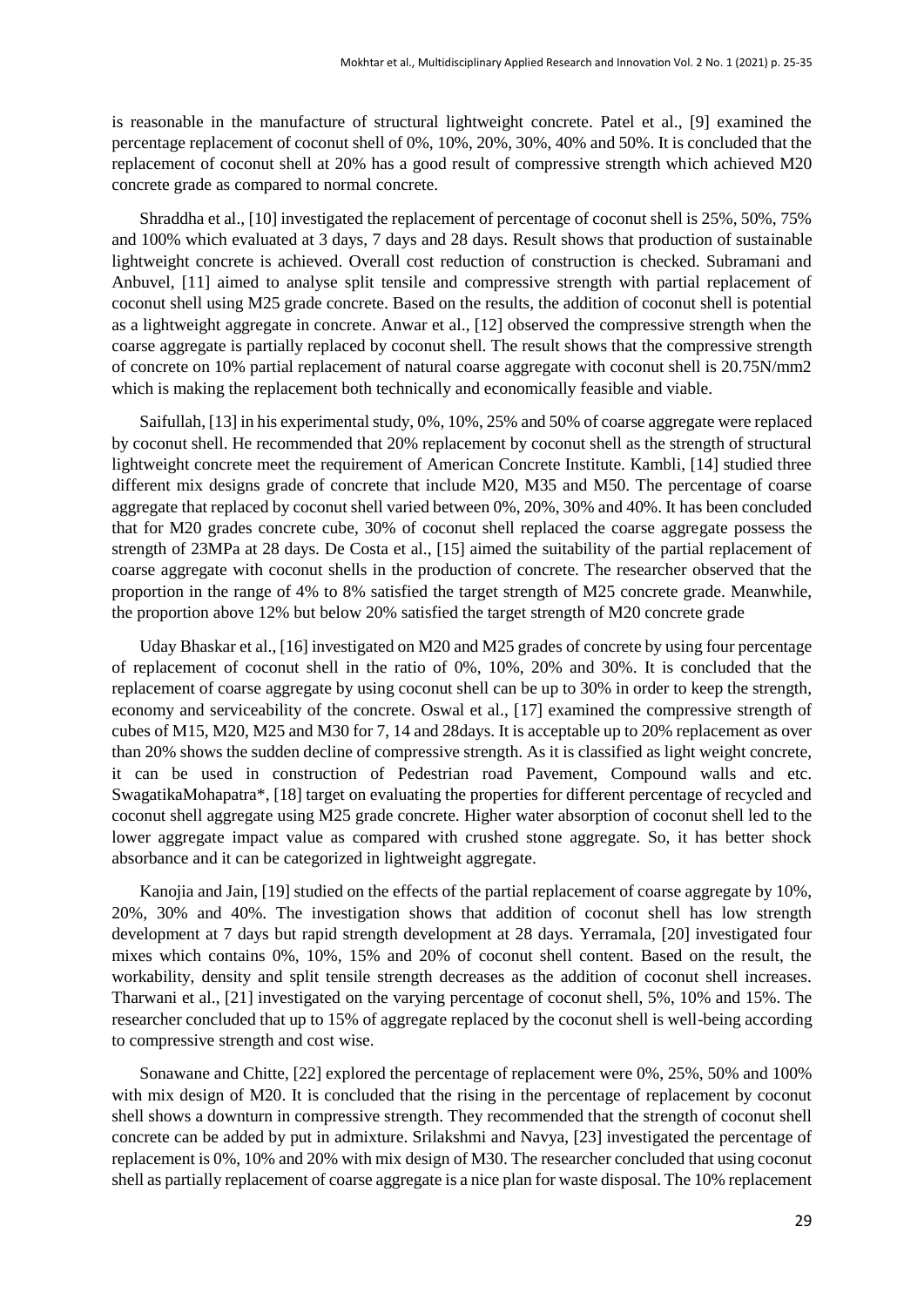is reasonable in the manufacture of structural lightweight concrete. Patel et al., [9] examined the percentage replacement of coconut shell of 0%, 10%, 20%, 30%, 40% and 50%. It is concluded that the replacement of coconut shell at 20% has a good result of compressive strength which achieved M20 concrete grade as compared to normal concrete.

Shraddha et al., [10] investigated the replacement of percentage of coconut shell is 25%, 50%, 75% and 100% which evaluated at 3 days, 7 days and 28 days. Result shows that production of sustainable lightweight concrete is achieved. Overall cost reduction of construction is checked. Subramani and Anbuvel, [11] aimed to analyse split tensile and compressive strength with partial replacement of coconut shell using M25 grade concrete. Based on the results, the addition of coconut shell is potential as a lightweight aggregate in concrete. Anwar et al., [12] observed the compressive strength when the coarse aggregate is partially replaced by coconut shell. The result shows that the compressive strength of concrete on 10% partial replacement of natural coarse aggregate with coconut shell is 20.75N/mm2 which is making the replacement both technically and economically feasible and viable.

Saifullah, [13] in his experimental study, 0%, 10%, 25% and 50% of coarse aggregate were replaced by coconut shell. He recommended that 20% replacement by coconut shell as the strength of structural lightweight concrete meet the requirement of American Concrete Institute. Kambli, [14] studied three different mix designs grade of concrete that include M20, M35 and M50. The percentage of coarse aggregate that replaced by coconut shell varied between 0%, 20%, 30% and 40%. It has been concluded that for M20 grades concrete cube, 30% of coconut shell replaced the coarse aggregate possess the strength of 23MPa at 28 days. De Costa et al., [15] aimed the suitability of the partial replacement of coarse aggregate with coconut shells in the production of concrete. The researcher observed that the proportion in the range of 4% to 8% satisfied the target strength of M25 concrete grade. Meanwhile, the proportion above 12% but below 20% satisfied the target strength of M20 concrete grade

Uday Bhaskar et al., [16] investigated on M20 and M25 grades of concrete by using four percentage of replacement of coconut shell in the ratio of 0%, 10%, 20% and 30%. It is concluded that the replacement of coarse aggregate by using coconut shell can be up to 30% in order to keep the strength, economy and serviceability of the concrete. Oswal et al., [17] examined the compressive strength of cubes of M15, M20, M25 and M30 for 7, 14 and 28days. It is acceptable up to 20% replacement as over than 20% shows the sudden decline of compressive strength. As it is classified as light weight concrete, it can be used in construction of Pedestrian road Pavement, Compound walls and etc. SwagatikaMohapatra*, [18] target on evaluating the properties for different percentage of recycled and coconut shell aggregate using M25 grade concrete. Higher water absorption of coconut shell led to the lower aggregate impact value as compared with crushed stone aggregate. So, it has better shock absorbance and it can be categorized in lightweight aggregate.

Kanojia and Jain, [19] studied on the effects of the partial replacement of coarse aggregate by 10%, 20%, 30% and 40%. The investigation shows that addition of coconut shell has low strength development at 7 days but rapid strength development at 28 days. Yerramala, [20] investigated four mixes which contains 0%, 10%, 15% and 20% of coconut shell content. Based on the result, the workability, density and split tensile strength decreases as the addition of coconut shell increases. Tharwani et al., [21] investigated on the varying percentage of coconut shell, 5%, 10% and 15%. The researcher concluded that up to 15% of aggregate replaced by the coconut shell is well-being according to compressive strength and cost wise.

Sonawane and Chitte, [22] explored the percentage of replacement were 0%, 25%, 50% and 100% with mix design of M20. It is concluded that the rising in the percentage of replacement by coconut shell shows a downturn in compressive strength. They recommended that the strength of coconut shell concrete can be added by put in admixture. Srilakshmi and Navya, [23] investigated the percentage of replacement is 0%, 10% and 20% with mix design of M30. The researcher concluded that using coconut shell as partially replacement of coarse aggregate is a nice plan for waste disposal. The 10% replacement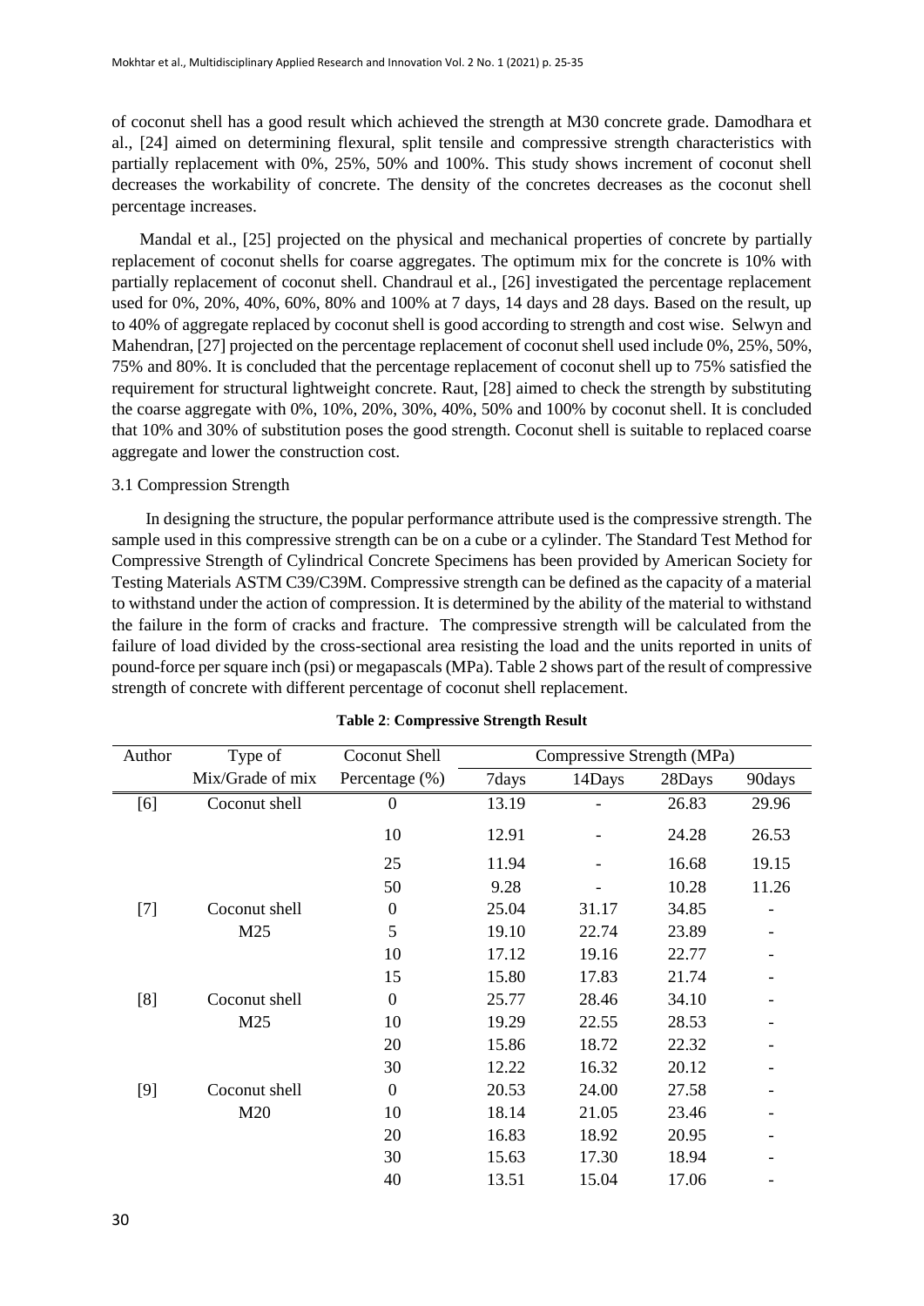of coconut shell has a good result which achieved the strength at M30 concrete grade. Damodhara et al., [24] aimed on determining flexural, split tensile and compressive strength characteristics with partially replacement with 0%, 25%, 50% and 100%. This study shows increment of coconut shell decreases the workability of concrete. The density of the concretes decreases as the coconut shell percentage increases.

Mandal et al., [25] projected on the physical and mechanical properties of concrete by partially replacement of coconut shells for coarse aggregates. The optimum mix for the concrete is 10% with partially replacement of coconut shell. Chandraul et al., [26] investigated the percentage replacement used for 0%, 20%, 40%, 60%, 80% and 100% at 7 days, 14 days and 28 days. Based on the result, up to 40% of aggregate replaced by coconut shell is good according to strength and cost wise. Selwyn and Mahendran, [27] projected on the percentage replacement of coconut shell used include 0%, 25%, 50%, 75% and 80%. It is concluded that the percentage replacement of coconut shell up to 75% satisfied the requirement for structural lightweight concrete. Raut, [28] aimed to check the strength by substituting the coarse aggregate with 0%, 10%, 20%, 30%, 40%, 50% and 100% by coconut shell. It is concluded that 10% and 30% of substitution poses the good strength. Coconut shell is suitable to replaced coarse aggregate and lower the construction cost.

### 3.1 Compression Strength

In designing the structure, the popular performance attribute used is the compressive strength. The sample used in this compressive strength can be on a cube or a cylinder. The Standard Test Method for Compressive Strength of Cylindrical Concrete Specimens has been provided by American Society for Testing Materials ASTM C39/C39M. Compressive strength can be defined as the capacity of a material to withstand under the action of compression. It is determined by the ability of the material to withstand the failure in the form of cracks and fracture. The compressive strength will be calculated from the failure of load divided by the cross-sectional area resisting the load and the units reported in units of pound-force per square inch (psi) or megapascals (MPa). Table 2 shows part of the result of compressive strength of concrete with different percentage of coconut shell replacement.

**Table 2**: **Compressive Strength Result**

| Author | Type of Mix/Grade of mix | Coconut Shell Percentage (%) | Compressive Strength (MPa) | | | |
|---|---|---|---|---|---|---|
| | | | 7days | 14Days | 28Days | 90days |
| [6] | Coconut shell | 0 | 13.19 | - | 26.83 | 29.96 |
| | | 10 | 12.91 | - | 24.28 | 26.53 |
| | | 25 | 11.94 | - | 16.68 | 19.15 |
| | | 50 | 9.28 | - | 10.28 | 11.26 |
| [7] | Coconut shell M25 | 0 | 25.04 | 31.17 | 34.85 | - |
| | | 5 | 19.10 | 22.74 | 23.89 | - |
| | | 10 | 17.12 | 19.16 | 22.77 | - |
| | | 15 | 15.80 | 17.83 | 21.74 | - |
| [8] | Coconut shell M25 | 0 | 25.77 | 28.46 | 34.10 | - |
| | | 10 | 19.29 | 22.55 | 28.53 | - |
| | | 20 | 15.86 | 18.72 | 22.32 | - |
| | | 30 | 12.22 | 16.32 | 20.12 | - |
| [9] | Coconut shell M20 | 0 | 20.53 | 24.00 | 27.58 | - |
| | | 10 | 18.14 | 21.05 | 23.46 | - |
| | | 20 | 16.83 | 18.92 | 20.95 | - |
| | | 30 | 15.63 | 17.30 | 18.94 | - |
| | | 40 | 13.51 | 15.04 | 17.06 | - |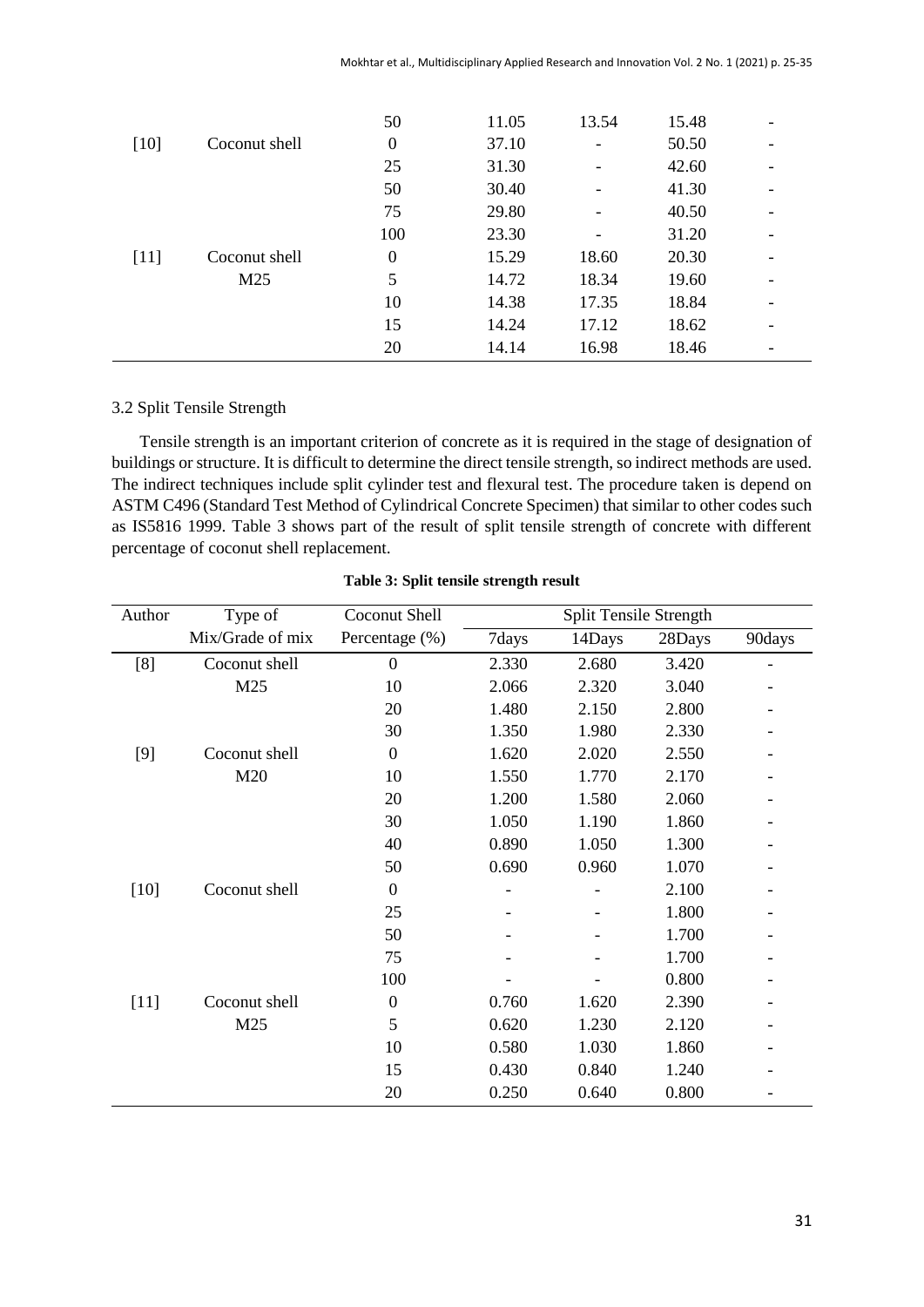|  |  | 50 | 11.05 | 13.54 | 15.48 | - |
| --- | --- | --- | --- | --- | --- | --- |
| [10] | Coconut shell | 0 | 37.10 | - | 50.50 | - |
|  |  | 25 | 31.30 | - | 42.60 | - |
|  |  | 50 | 30.40 | - | 41.30 | - |
|  |  | 75 | 29.80 | - | 40.50 | - |
|  |  | 100 | 23.30 | - | 31.20 | - |
| [11] | Coconut shell | 0 | 15.29 | 18.60 | 20.30 | - |
|  | M25 | 5 | 14.72 | 18.34 | 19.60 | - |
|  |  | 10 | 14.38 | 17.35 | 18.84 | - |
|  |  | 15 | 14.24 | 17.12 | 18.62 | - |
|  |  | 20 | 14.14 | 16.98 | 18.46 | - |

### 3.2 Split Tensile Strength

Tensile strength is an important criterion of concrete as it is required in the stage of designation of buildings or structure. It is difficult to determine the direct tensile strength, so indirect methods are used. The indirect techniques include split cylinder test and flexural test. The procedure taken is depend on ASTM C496 (Standard Test Method of Cylindrical Concrete Specimen) that similar to other codes such as IS5816 1999. Table 3 shows part of the result of split tensile strength of concrete with different percentage of coconut shell replacement.

**Table 3: Split tensile strength result**

| Author | Type of Mix/Grade of mix | Coconut Shell Percentage (%) | Split Tensile Strength | | | |
| --- | --- | --- | --- | --- | --- | --- |
|  |  |  | 7days | 14Days | 28Days | 90days |
| [8] | Coconut shell | 0 | 2.330 | 2.680 | 3.420 | - |
|  | M25 | 10 | 2.066 | 2.320 | 3.040 | - |
|  |  | 20 | 1.480 | 2.150 | 2.800 | - |
|  |  | 30 | 1.350 | 1.980 | 2.330 | - |
| [9] | Coconut shell | 0 | 1.620 | 2.020 | 2.550 | - |
|  | M20 | 10 | 1.550 | 1.770 | 2.170 | - |
|  |  | 20 | 1.200 | 1.580 | 2.060 | - |
|  |  | 30 | 1.050 | 1.190 | 1.860 | - |
|  |  | 40 | 0.890 | 1.050 | 1.300 | - |
|  |  | 50 | 0.690 | 0.960 | 1.070 | - |
| [10] | Coconut shell | 0 | - | - | 2.100 | - |
|  |  | 25 | - | - | 1.800 | - |
|  |  | 50 | - | - | 1.700 | - |
|  |  | 75 | - | - | 1.700 | - |
|  |  | 100 | - | - | 0.800 | - |
| [11] | Coconut shell | 0 | 0.760 | 1.620 | 2.390 | - |
|  | M25 | 5 | 0.620 | 1.230 | 2.120 | - |
|  |  | 10 | 0.580 | 1.030 | 1.860 | - |
|  |  | 15 | 0.430 | 0.840 | 1.240 | - |
|  |  | 20 | 0.250 | 0.640 | 0.800 | - |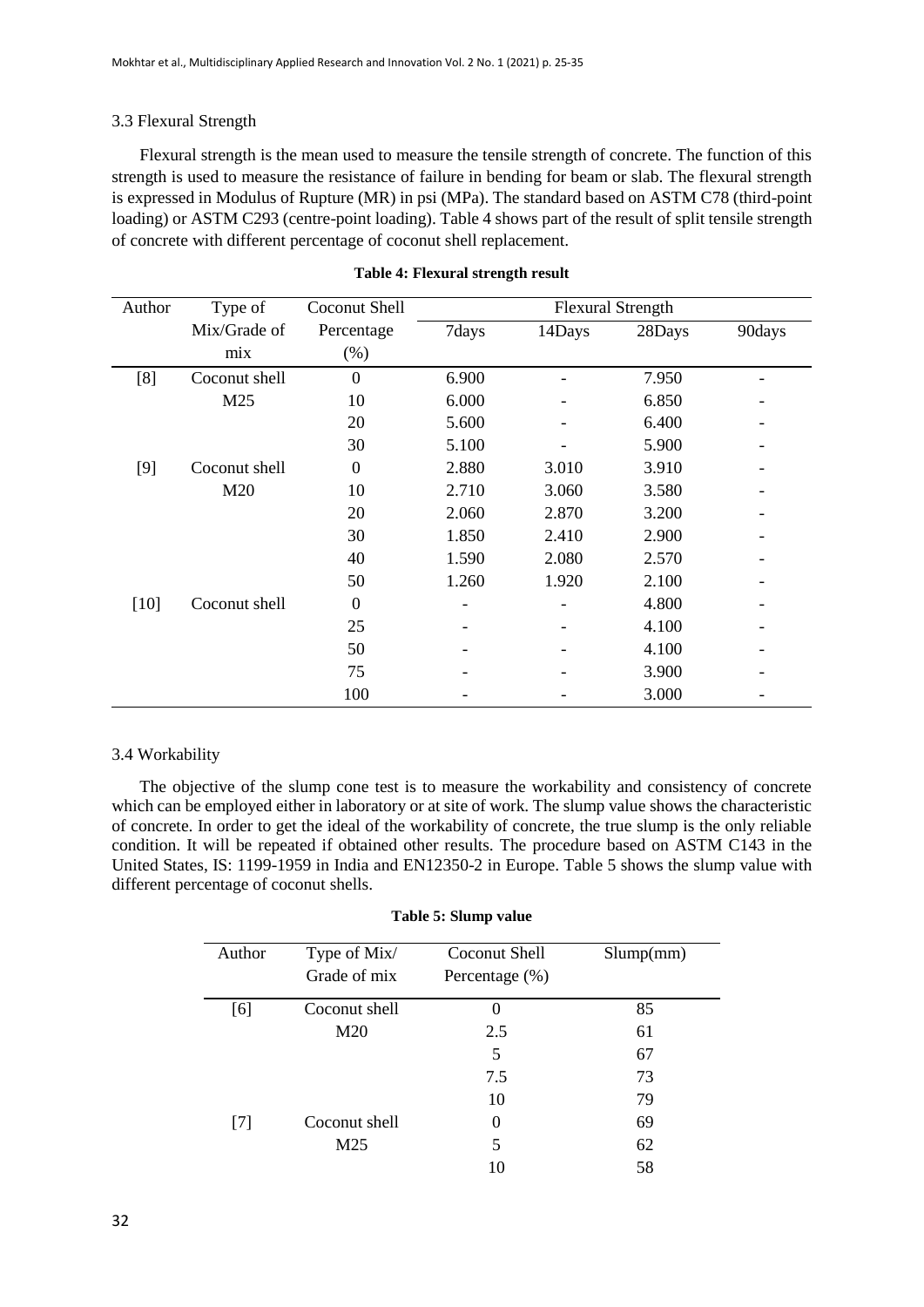### 3.3 Flexural Strength

Flexural strength is the mean used to measure the tensile strength of concrete. The function of this strength is used to measure the resistance of failure in bending for beam or slab. The flexural strength is expressed in Modulus of Rupture (MR) in psi (MPa). The standard based on ASTM C78 (third-point loading) or ASTM C293 (centre-point loading). Table 4 shows part of the result of split tensile strength of concrete with different percentage of coconut shell replacement.

**Table 4: Flexural strength result**

| Author | Type of Mix/Grade of mix | Coconut Shell Percentage (%) | Flexural Strength | | | |
|---|---|---|---|---|---|---|
| | | | 7days | 14Days | 28Days | 90days |
| [8] | Coconut shell M25 | 0 | 6.900 | - | 7.950 | - |
| | | 10 | 6.000 | - | 6.850 | - |
| | | 20 | 5.600 | - | 6.400 | - |
| | | 30 | 5.100 | - | 5.900 | - |
| [9] | Coconut shell M20 | 0 | 2.880 | 3.010 | 3.910 | - |
| | | 10 | 2.710 | 3.060 | 3.580 | - |
| | | 20 | 2.060 | 2.870 | 3.200 | - |
| | | 30 | 1.850 | 2.410 | 2.900 | - |
| | | 40 | 1.590 | 2.080 | 2.570 | - |
| | | 50 | 1.260 | 1.920 | 2.100 | - |
| [10] | Coconut shell | 0 | - | - | 4.800 | - |
| | | 25 | - | - | 4.100 | - |
| | | 50 | - | - | 4.100 | - |
| | | 75 | - | - | 3.900 | - |
| | | 100 | - | - | 3.000 | - |

### 3.4 Workability

The objective of the slump cone test is to measure the workability and consistency of concrete which can be employed either in laboratory or at site of work. The slump value shows the characteristic of concrete. In order to get the ideal of the workability of concrete, the true slump is the only reliable condition. It will be repeated if obtained other results. The procedure based on ASTM C143 in the United States, IS: 1199-1959 in India and EN12350-2 in Europe. Table 5 shows the slump value with different percentage of coconut shells.

**Table 5: Slump value**

| Author | Type of Mix/ Grade of mix | Coconut Shell Percentage (%) | Slump(mm) |
|---|---|---|---|
| [6] | Coconut shell M20 | 0 | 85 |
| | | 2.5 | 61 |
| | | 5 | 67 |
| | | 7.5 | 73 |
| | | 10 | 79 |
| [7] | Coconut shell M25 | 0 | 69 |
| | | 5 | 62 |
| | | 10 | 58 |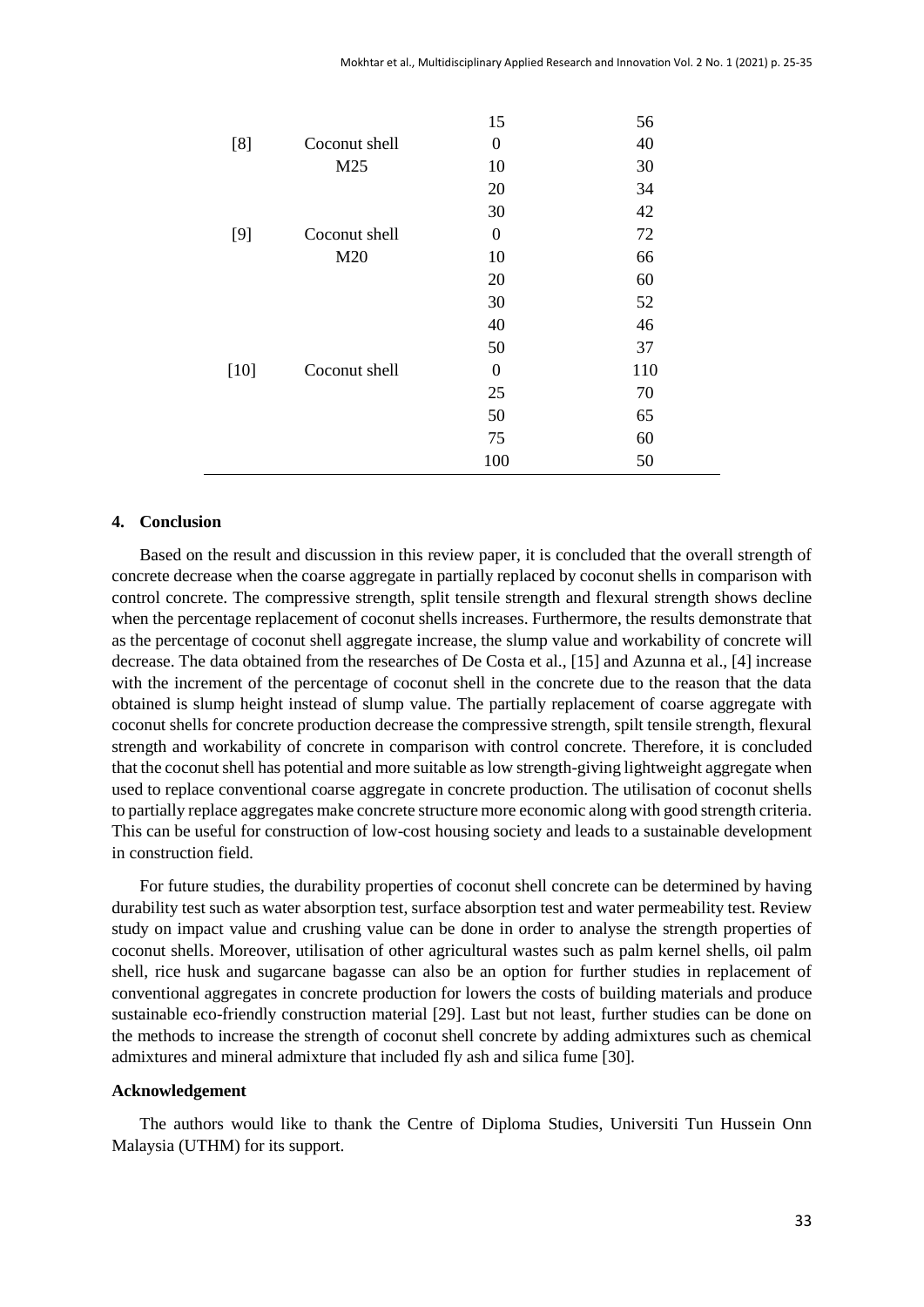| | | 15 | 56 |
|---|---|---|---|
| [8] | Coconut shell | 0 | 40 |
| | M25 | 10 | 30 |
| | | 20 | 34 |
| | | 30 | 42 |
| [9] | Coconut shell | 0 | 72 |
| | M20 | 10 | 66 |
| | | 20 | 60 |
| | | 30 | 52 |
| | | 40 | 46 |
| | | 50 | 37 |
| [10] | Coconut shell | 0 | 110 |
| | | 25 | 70 |
| | | 50 | 65 |
| | | 75 | 60 |
| | | 100 | 50 |

## 4. Conclusion

Based on the result and discussion in this review paper, it is concluded that the overall strength of concrete decrease when the coarse aggregate in partially replaced by coconut shells in comparison with control concrete. The compressive strength, split tensile strength and flexural strength shows decline when the percentage replacement of coconut shells increases. Furthermore, the results demonstrate that as the percentage of coconut shell aggregate increase, the slump value and workability of concrete will decrease. The data obtained from the researches of De Costa et al., [15] and Azunna et al., [4] increase with the increment of the percentage of coconut shell in the concrete due to the reason that the data obtained is slump height instead of slump value. The partially replacement of coarse aggregate with coconut shells for concrete production decrease the compressive strength, spilt tensile strength, flexural strength and workability of concrete in comparison with control concrete. Therefore, it is concluded that the coconut shell has potential and more suitable as low strength-giving lightweight aggregate when used to replace conventional coarse aggregate in concrete production. The utilisation of coconut shells to partially replace aggregates make concrete structure more economic along with good strength criteria. This can be useful for construction of low-cost housing society and leads to a sustainable development in construction field.

For future studies, the durability properties of coconut shell concrete can be determined by having durability test such as water absorption test, surface absorption test and water permeability test. Review study on impact value and crushing value can be done in order to analyse the strength properties of coconut shells. Moreover, utilisation of other agricultural wastes such as palm kernel shells, oil palm shell, rice husk and sugarcane bagasse can also be an option for further studies in replacement of conventional aggregates in concrete production for lowers the costs of building materials and produce sustainable eco-friendly construction material [29]. Last but not least, further studies can be done on the methods to increase the strength of coconut shell concrete by adding admixtures such as chemical admixtures and mineral admixture that included fly ash and silica fume [30].

### Acknowledgement

The authors would like to thank the Centre of Diploma Studies, Universiti Tun Hussein Onn Malaysia (UTHM) for its support.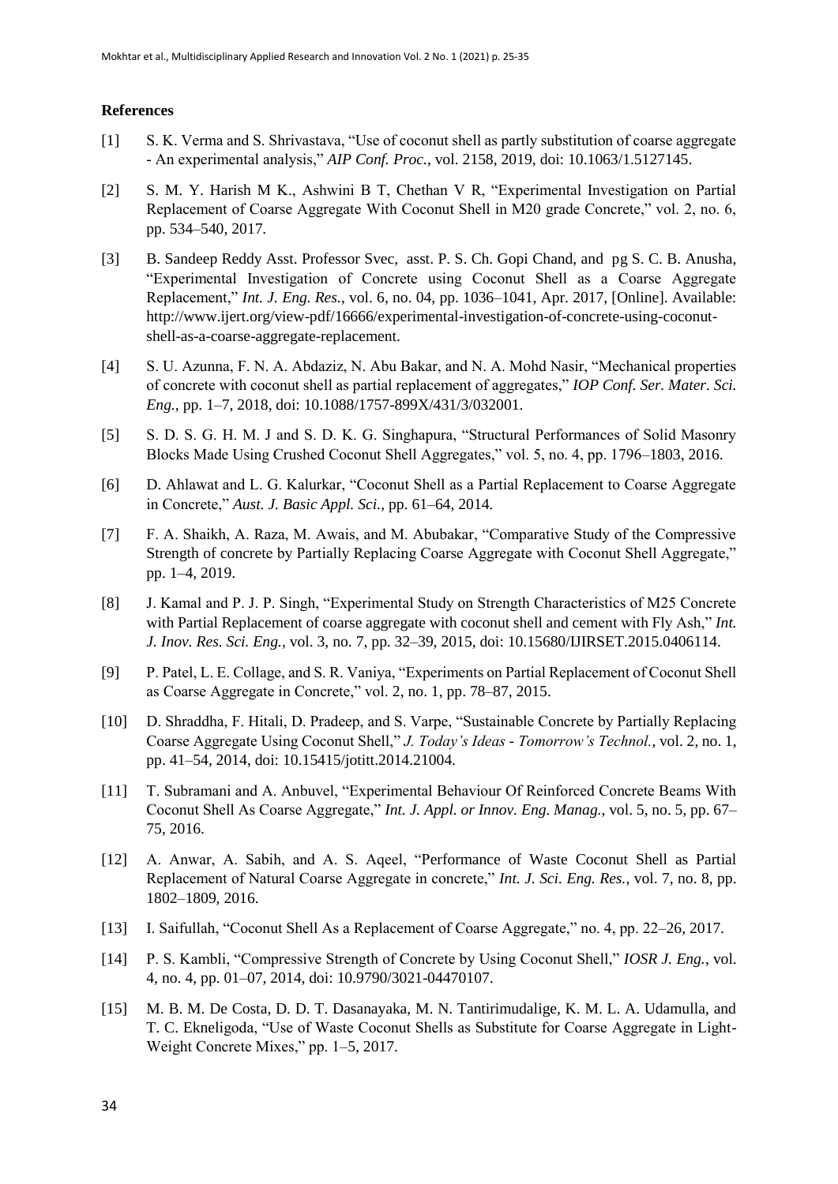## References

[1] S. K. Verma and S. Shrivastava, "Use of coconut shell as partly substitution of coarse aggregate - An experimental analysis," *AIP Conf. Proc.*, vol. 2158, 2019, doi: 10.1063/1.5127145.

[2] S. M. Y. Harish M K., Ashwini B T, Chethan V R, "Experimental Investigation on Partial Replacement of Coarse Aggregate With Coconut Shell in M20 grade Concrete," vol. 2, no. 6, pp. 534–540, 2017.

[3] B. Sandeep Reddy Asst. Professor Svec, asst. P. S. Ch. Gopi Chand, and pg S. C. B. Anusha, "Experimental Investigation of Concrete using Coconut Shell as a Coarse Aggregate Replacement," *Int. J. Eng. Res.*, vol. 6, no. 04, pp. 1036–1041, Apr. 2017, [Online]. Available: http://www.ijert.org/view-pdf/16666/experimental-investigation-of-concrete-using-coconut-shell-as-a-coarse-aggregate-replacement.

[4] S. U. Azunna, F. N. A. Abdaziz, N. Abu Bakar, and N. A. Mohd Nasir, "Mechanical properties of concrete with coconut shell as partial replacement of aggregates," *IOP Conf. Ser. Mater. Sci. Eng.*, pp. 1–7, 2018, doi: 10.1088/1757-899X/431/3/032001.

[5] S. D. S. G. H. M. J and S. D. K. G. Singhapura, "Structural Performances of Solid Masonry Blocks Made Using Crushed Coconut Shell Aggregates," vol. 5, no. 4, pp. 1796–1803, 2016.

[6] D. Ahlawat and L. G. Kalurkar, "Coconut Shell as a Partial Replacement to Coarse Aggregate in Concrete," *Aust. J. Basic Appl. Sci.*, pp. 61–64, 2014.

[7] F. A. Shaikh, A. Raza, M. Awais, and M. Abubakar, "Comparative Study of the Compressive Strength of concrete by Partially Replacing Coarse Aggregate with Coconut Shell Aggregate," pp. 1–4, 2019.

[8] J. Kamal and P. J. P. Singh, "Experimental Study on Strength Characteristics of M25 Concrete with Partial Replacement of coarse aggregate with coconut shell and cement with Fly Ash," *Int. J. Inov. Res. Sci. Eng.*, vol. 3, no. 7, pp. 32–39, 2015, doi: 10.15680/IJIRSET.2015.0406114.

[9] P. Patel, L. E. Collage, and S. R. Vaniya, "Experiments on Partial Replacement of Coconut Shell as Coarse Aggregate in Concrete," vol. 2, no. 1, pp. 78–87, 2015.

[10] D. Shraddha, F. Hitali, D. Pradeep, and S. Varpe, "Sustainable Concrete by Partially Replacing Coarse Aggregate Using Coconut Shell," *J. Today's Ideas - Tomorrow's Technol.*, vol. 2, no. 1, pp. 41–54, 2014, doi: 10.15415/jotitt.2014.21004.

[11] T. Subramani and A. Anbuvel, "Experimental Behaviour Of Reinforced Concrete Beams With Coconut Shell As Coarse Aggregate," *Int. J. Appl. or Innov. Eng. Manag.*, vol. 5, no. 5, pp. 67–75, 2016.

[12] A. Anwar, A. Sabih, and A. S. Aqeel, "Performance of Waste Coconut Shell as Partial Replacement of Natural Coarse Aggregate in concrete," *Int. J. Sci. Eng. Res.*, vol. 7, no. 8, pp. 1802–1809, 2016.

[13] I. Saifullah, "Coconut Shell As a Replacement of Coarse Aggregate," no. 4, pp. 22–26, 2017.

[14] P. S. Kambli, "Compressive Strength of Concrete by Using Coconut Shell," *IOSR J. Eng.*, vol. 4, no. 4, pp. 01–07, 2014, doi: 10.9790/3021-04470107.

[15] M. B. M. De Costa, D. D. T. Dasanayaka, M. N. Tantirimudalige, K. M. L. A. Udamulla, and T. C. Ekneligoda, "Use of Waste Coconut Shells as Substitute for Coarse Aggregate in Light-Weight Concrete Mixes," pp. 1–5, 2017.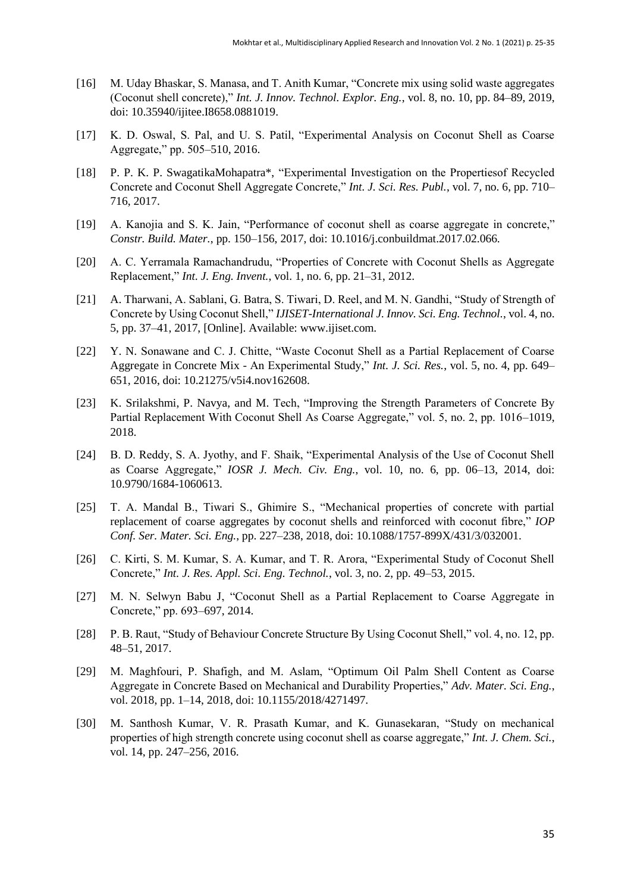[16] M. Uday Bhaskar, S. Manasa, and T. Anith Kumar, "Concrete mix using solid waste aggregates (Coconut shell concrete)," *Int. J. Innov. Technol. Explor. Eng.*, vol. 8, no. 10, pp. 84–89, 2019, doi: 10.35940/ijitee.I8658.0881019.

[17] K. D. Oswal, S. Pal, and U. S. Patil, "Experimental Analysis on Coconut Shell as Coarse Aggregate," pp. 505–510, 2016.

[18] P. P. K. P. SwagatikaMohapatra*, "Experimental Investigation on the Propertiesof Recycled Concrete and Coconut Shell Aggregate Concrete," *Int. J. Sci. Res. Publ.*, vol. 7, no. 6, pp. 710–716, 2017.

[19] A. Kanojia and S. K. Jain, "Performance of coconut shell as coarse aggregate in concrete," *Constr. Build. Mater.*, pp. 150–156, 2017, doi: 10.1016/j.conbuildmat.2017.02.066.

[20] A. C. Yerramala Ramachandrudu, "Properties of Concrete with Coconut Shells as Aggregate Replacement," *Int. J. Eng. Invent.*, vol. 1, no. 6, pp. 21–31, 2012.

[21] A. Tharwani, A. Sablani, G. Batra, S. Tiwari, D. Reel, and M. N. Gandhi, "Study of Strength of Concrete by Using Coconut Shell," *IJISET-International J. Innov. Sci. Eng. Technol.*, vol. 4, no. 5, pp. 37–41, 2017, [Online]. Available: www.ijiset.com.

[22] Y. N. Sonawane and C. J. Chitte, "Waste Coconut Shell as a Partial Replacement of Coarse Aggregate in Concrete Mix - An Experimental Study," *Int. J. Sci. Res.*, vol. 5, no. 4, pp. 649–651, 2016, doi: 10.21275/v5i4.nov162608.

[23] K. Srilakshmi, P. Navya, and M. Tech, "Improving the Strength Parameters of Concrete By Partial Replacement With Coconut Shell As Coarse Aggregate," vol. 5, no. 2, pp. 1016–1019, 2018.

[24] B. D. Reddy, S. A. Jyothy, and F. Shaik, "Experimental Analysis of the Use of Coconut Shell as Coarse Aggregate," *IOSR J. Mech. Civ. Eng.*, vol. 10, no. 6, pp. 06–13, 2014, doi: 10.9790/1684-1060613.

[25] T. A. Mandal B., Tiwari S., Ghimire S., "Mechanical properties of concrete with partial replacement of coarse aggregates by coconut shells and reinforced with coconut fibre," *IOP Conf. Ser. Mater. Sci. Eng.*, pp. 227–238, 2018, doi: 10.1088/1757-899X/431/3/032001.

[26] C. Kirti, S. M. Kumar, S. A. Kumar, and T. R. Arora, "Experimental Study of Coconut Shell Concrete," *Int. J. Res. Appl. Sci. Eng. Technol.*, vol. 3, no. 2, pp. 49–53, 2015.

[27] M. N. Selwyn Babu J, "Coconut Shell as a Partial Replacement to Coarse Aggregate in Concrete," pp. 693–697, 2014.

[28] P. B. Raut, "Study of Behaviour Concrete Structure By Using Coconut Shell," vol. 4, no. 12, pp. 48–51, 2017.

[29] M. Maghfouri, P. Shafigh, and M. Aslam, "Optimum Oil Palm Shell Content as Coarse Aggregate in Concrete Based on Mechanical and Durability Properties," *Adv. Mater. Sci. Eng.*, vol. 2018, pp. 1–14, 2018, doi: 10.1155/2018/4271497.

[30] M. Santhosh Kumar, V. R. Prasath Kumar, and K. Gunasekaran, "Study on mechanical properties of high strength concrete using coconut shell as coarse aggregate," *Int. J. Chem. Sci.*, vol. 14, pp. 247–256, 2016.